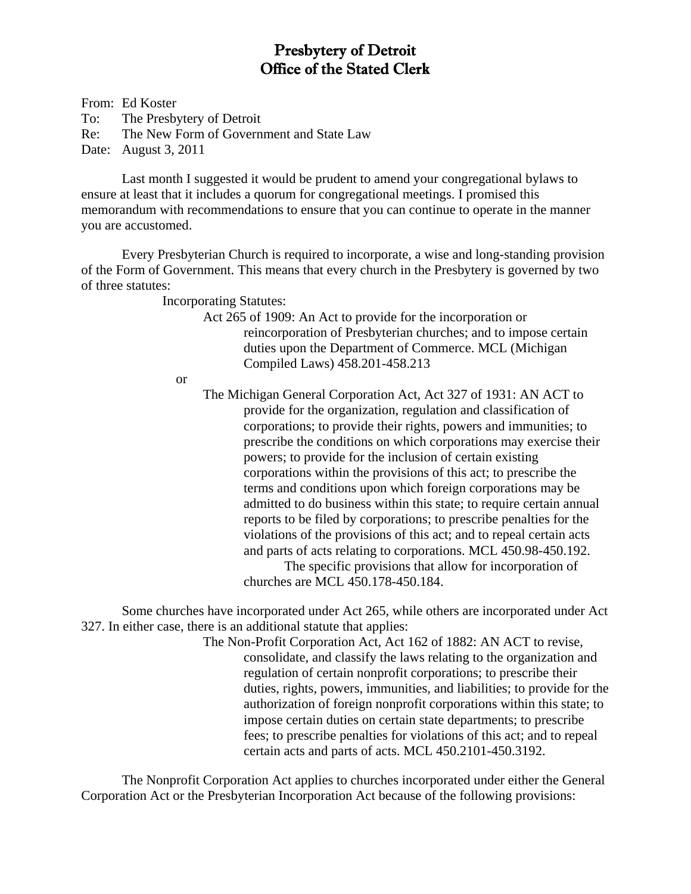# Presbytery of Detroit
# Office of the Stated Clerk

From: Ed Koster
To: The Presbytery of Detroit
Re: The New Form of Government and State Law
Date: August 3, 2011

Last month I suggested it would be prudent to amend your congregational bylaws to ensure at least that it includes a quorum for congregational meetings. I promised this memorandum with recommendations to ensure that you can continue to operate in the manner you are accustomed.

Every Presbyterian Church is required to incorporate, a wise and long-standing provision of the Form of Government. This means that every church in the Presbytery is governed by two of three statutes:

Incorporating Statutes:

> Act 265 of 1909: An Act to provide for the incorporation or reincorporation of Presbyterian churches; and to impose certain duties upon the Department of Commerce. MCL (Michigan Compiled Laws) 458.201-458.213

or

> The Michigan General Corporation Act, Act 327 of 1931: AN ACT to provide for the organization, regulation and classification of corporations; to provide their rights, powers and immunities; to prescribe the conditions on which corporations may exercise their powers; to provide for the inclusion of certain existing corporations within the provisions of this act; to prescribe the terms and conditions upon which foreign corporations may be admitted to do business within this state; to require certain annual reports to be filed by corporations; to prescribe penalties for the violations of the provisions of this act; and to repeal certain acts and parts of acts relating to corporations. MCL 450.98-450.192.
>
> The specific provisions that allow for incorporation of churches are MCL 450.178-450.184.

Some churches have incorporated under Act 265, while others are incorporated under Act 327. In either case, there is an additional statute that applies:

> The Non-Profit Corporation Act, Act 162 of 1882: AN ACT to revise, consolidate, and classify the laws relating to the organization and regulation of certain nonprofit corporations; to prescribe their duties, rights, powers, immunities, and liabilities; to provide for the authorization of foreign nonprofit corporations within this state; to impose certain duties on certain state departments; to prescribe fees; to prescribe penalties for violations of this act; and to repeal certain acts and parts of acts. MCL 450.2101-450.3192.

The Nonprofit Corporation Act applies to churches incorporated under either the General Corporation Act or the Presbyterian Incorporation Act because of the following provisions: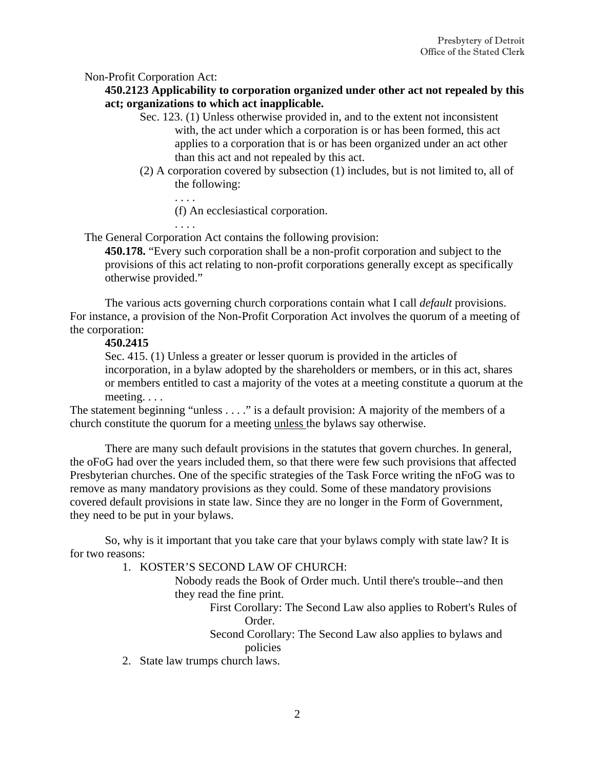Non-Profit Corporation Act:

> **450.2123 Applicability to corporation organized under other act not repealed by this act; organizations to which act inapplicable.**
>
> Sec. 123. (1) Unless otherwise provided in, and to the extent not inconsistent with, the act under which a corporation is or has been formed, this act applies to a corporation that is or has been organized under an act other than this act and not repealed by this act.
>
> (2) A corporation covered by subsection (1) includes, but is not limited to, all of the following:
>
> . . . .
>
> (f) An ecclesiastical corporation.
>
> . . . .

The General Corporation Act contains the following provision:

> **450.178.** "Every such corporation shall be a non-profit corporation and subject to the provisions of this act relating to non-profit corporations generally except as specifically otherwise provided."

The various acts governing church corporations contain what I call *default* provisions. For instance, a provision of the Non-Profit Corporation Act involves the quorum of a meeting of the corporation:

> **450.2415**
>
> Sec. 415. (1) Unless a greater or lesser quorum is provided in the articles of incorporation, in a bylaw adopted by the shareholders or members, or in this act, shares or members entitled to cast a majority of the votes at a meeting constitute a quorum at the meeting. . . .

The statement beginning "unless . . . ." is a default provision: A majority of the members of a church constitute the quorum for a meeting unless the bylaws say otherwise.

There are many such default provisions in the statutes that govern churches. In general, the oFoG had over the years included them, so that there were few such provisions that affected Presbyterian churches. One of the specific strategies of the Task Force writing the nFoG was to remove as many mandatory provisions as they could. Some of these mandatory provisions covered default provisions in state law. Since they are no longer in the Form of Government, they need to be put in your bylaws.

So, why is it important that you take care that your bylaws comply with state law? It is for two reasons:

1. KOSTER'S SECOND LAW OF CHURCH:

   Nobody reads the Book of Order much. Until there's trouble--and then they read the fine print.

   First Corollary: The Second Law also applies to Robert's Rules of Order.

   Second Corollary: The Second Law also applies to bylaws and policies

2. State law trumps church laws.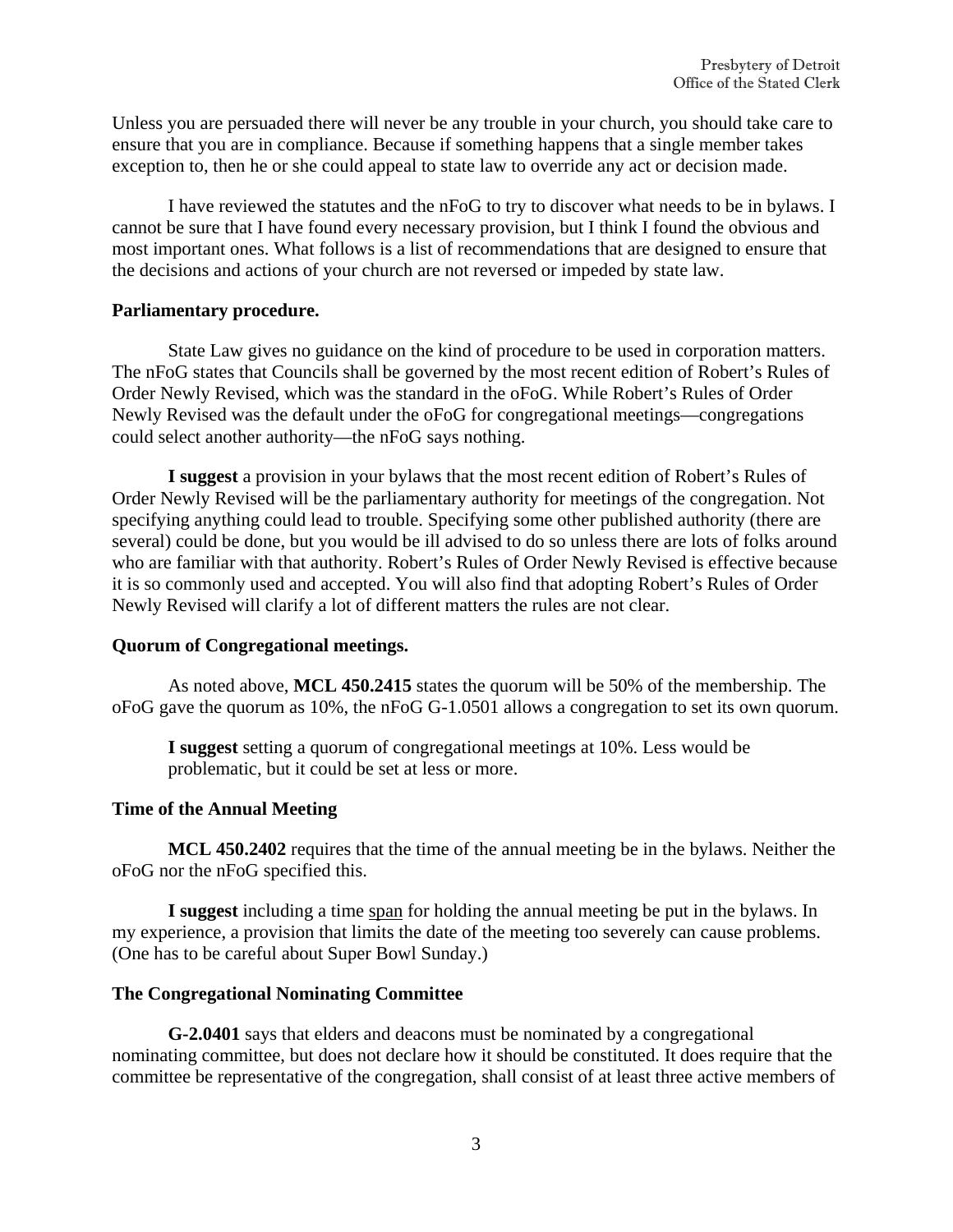Unless you are persuaded there will never be any trouble in your church, you should take care to ensure that you are in compliance. Because if something happens that a single member takes exception to, then he or she could appeal to state law to override any act or decision made.

I have reviewed the statutes and the nFoG to try to discover what needs to be in bylaws. I cannot be sure that I have found every necessary provision, but I think I found the obvious and most important ones. What follows is a list of recommendations that are designed to ensure that the decisions and actions of your church are not reversed or impeded by state law.

**Parliamentary procedure.**

State Law gives no guidance on the kind of procedure to be used in corporation matters. The nFoG states that Councils shall be governed by the most recent edition of Robert's Rules of Order Newly Revised, which was the standard in the oFoG. While Robert's Rules of Order Newly Revised was the default under the oFoG for congregational meetings—congregations could select another authority—the nFoG says nothing.

**I suggest** a provision in your bylaws that the most recent edition of Robert's Rules of Order Newly Revised will be the parliamentary authority for meetings of the congregation. Not specifying anything could lead to trouble. Specifying some other published authority (there are several) could be done, but you would be ill advised to do so unless there are lots of folks around who are familiar with that authority. Robert's Rules of Order Newly Revised is effective because it is so commonly used and accepted. You will also find that adopting Robert's Rules of Order Newly Revised will clarify a lot of different matters the rules are not clear.

**Quorum of Congregational meetings.**

As noted above, **MCL 450.2415** states the quorum will be 50% of the membership. The oFoG gave the quorum as 10%, the nFoG G-1.0501 allows a congregation to set its own quorum.

> **I suggest** setting a quorum of congregational meetings at 10%. Less would be problematic, but it could be set at less or more.

**Time of the Annual Meeting**

**MCL 450.2402** requires that the time of the annual meeting be in the bylaws. Neither the oFoG nor the nFoG specified this.

**I suggest** including a time span for holding the annual meeting be put in the bylaws. In my experience, a provision that limits the date of the meeting too severely can cause problems. (One has to be careful about Super Bowl Sunday.)

**The Congregational Nominating Committee**

**G-2.0401** says that elders and deacons must be nominated by a congregational nominating committee, but does not declare how it should be constituted. It does require that the committee be representative of the congregation, shall consist of at least three active members of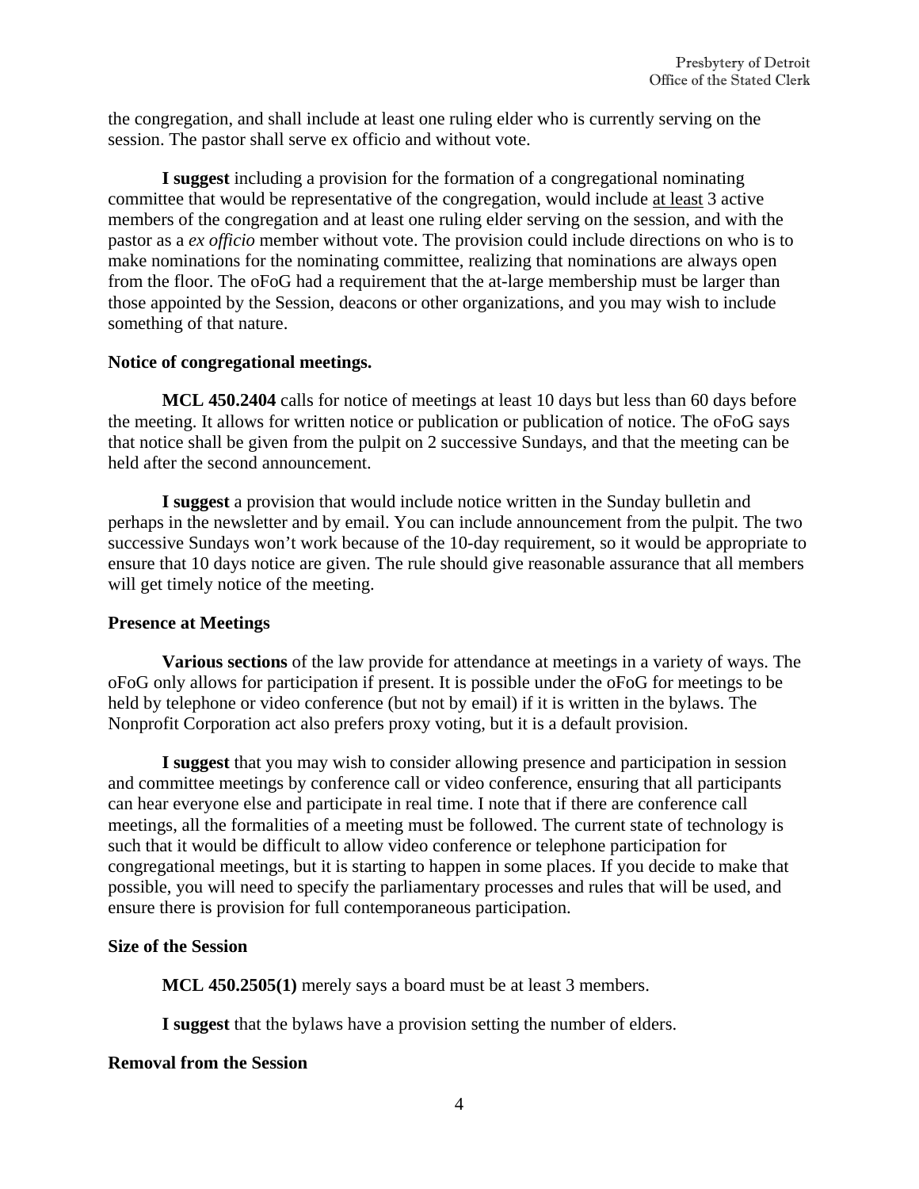the congregation, and shall include at least one ruling elder who is currently serving on the session. The pastor shall serve ex officio and without vote.

**I suggest** including a provision for the formation of a congregational nominating committee that would be representative of the congregation, would include <u>at least</u> 3 active members of the congregation and at least one ruling elder serving on the session, and with the pastor as a *ex officio* member without vote. The provision could include directions on who is to make nominations for the nominating committee, realizing that nominations are always open from the floor. The oFoG had a requirement that the at-large membership must be larger than those appointed by the Session, deacons or other organizations, and you may wish to include something of that nature.

**Notice of congregational meetings.**

**MCL 450.2404** calls for notice of meetings at least 10 days but less than 60 days before the meeting. It allows for written notice or publication or publication of notice. The oFoG says that notice shall be given from the pulpit on 2 successive Sundays, and that the meeting can be held after the second announcement.

**I suggest** a provision that would include notice written in the Sunday bulletin and perhaps in the newsletter and by email. You can include announcement from the pulpit. The two successive Sundays won't work because of the 10-day requirement, so it would be appropriate to ensure that 10 days notice are given. The rule should give reasonable assurance that all members will get timely notice of the meeting.

**Presence at Meetings**

**Various sections** of the law provide for attendance at meetings in a variety of ways. The oFoG only allows for participation if present. It is possible under the oFoG for meetings to be held by telephone or video conference (but not by email) if it is written in the bylaws. The Nonprofit Corporation act also prefers proxy voting, but it is a default provision.

**I suggest** that you may wish to consider allowing presence and participation in session and committee meetings by conference call or video conference, ensuring that all participants can hear everyone else and participate in real time. I note that if there are conference call meetings, all the formalities of a meeting must be followed. The current state of technology is such that it would be difficult to allow video conference or telephone participation for congregational meetings, but it is starting to happen in some places. If you decide to make that possible, you will need to specify the parliamentary processes and rules that will be used, and ensure there is provision for full contemporaneous participation.

**Size of the Session**

**MCL 450.2505(1)** merely says a board must be at least 3 members.

**I suggest** that the bylaws have a provision setting the number of elders.

**Removal from the Session**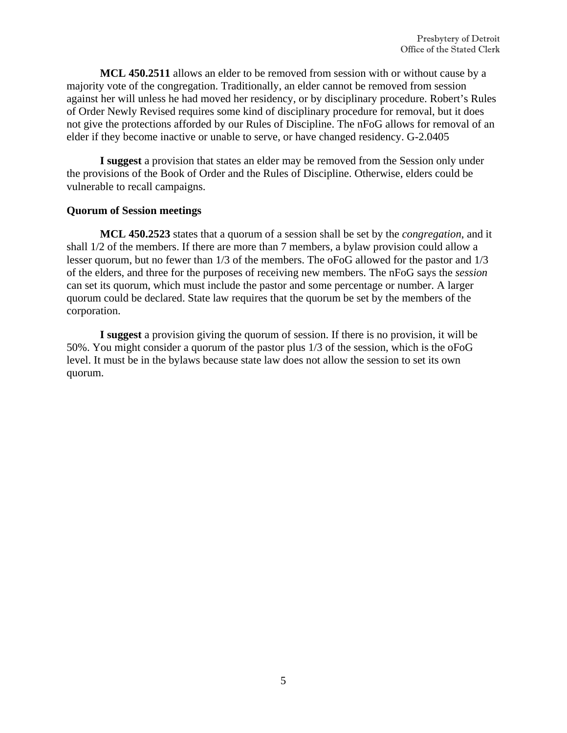**MCL 450.2511** allows an elder to be removed from session with or without cause by a majority vote of the congregation. Traditionally, an elder cannot be removed from session against her will unless he had moved her residency, or by disciplinary procedure. Robert's Rules of Order Newly Revised requires some kind of disciplinary procedure for removal, but it does not give the protections afforded by our Rules of Discipline. The nFoG allows for removal of an elder if they become inactive or unable to serve, or have changed residency. G-2.0405

**I suggest** a provision that states an elder may be removed from the Session only under the provisions of the Book of Order and the Rules of Discipline. Otherwise, elders could be vulnerable to recall campaigns.

**Quorum of Session meetings**

**MCL 450.2523** states that a quorum of a session shall be set by the *congregation*, and it shall 1/2 of the members. If there are more than 7 members, a bylaw provision could allow a lesser quorum, but no fewer than 1/3 of the members. The oFoG allowed for the pastor and 1/3 of the elders, and three for the purposes of receiving new members. The nFoG says the *session* can set its quorum, which must include the pastor and some percentage or number. A larger quorum could be declared. State law requires that the quorum be set by the members of the corporation.

**I suggest** a provision giving the quorum of session. If there is no provision, it will be 50%. You might consider a quorum of the pastor plus 1/3 of the session, which is the oFoG level. It must be in the bylaws because state law does not allow the session to set its own quorum.